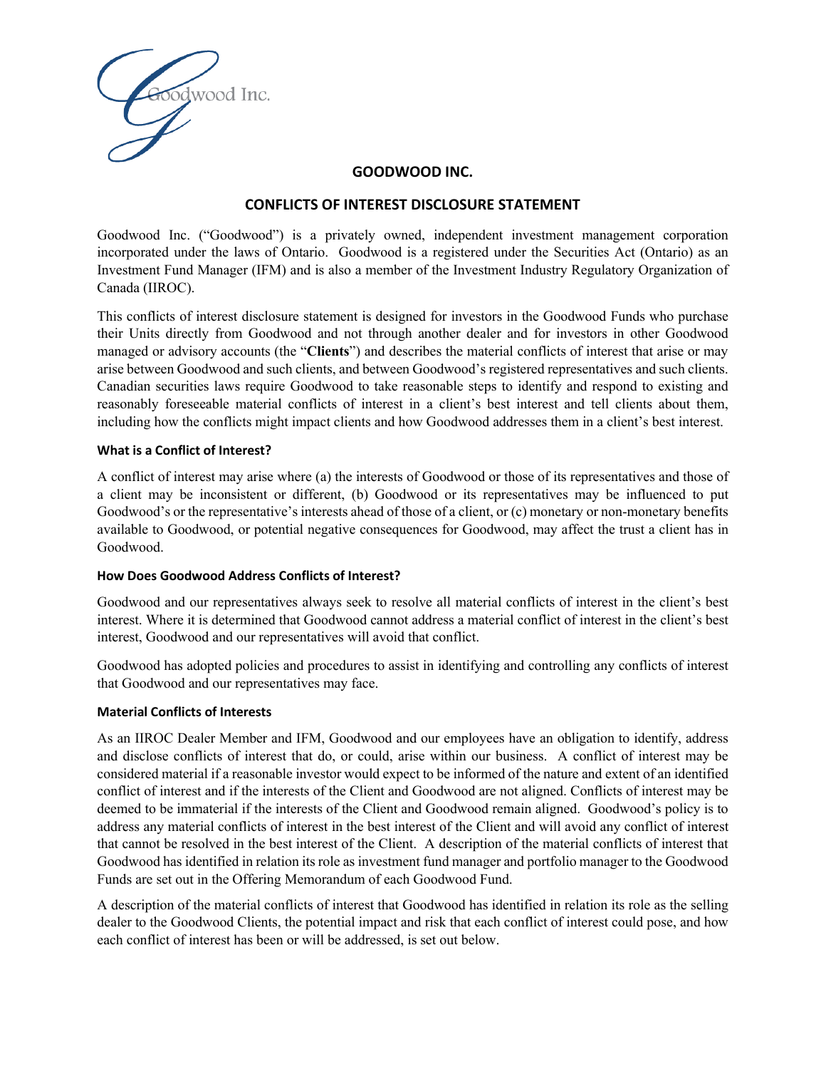# GOODWOOD INC.

## CONFLICTS OF INTEREST DISCLOSURE STATEMENT

Goodwood Inc. ("Goodwood") is a privately owned, independent investment management corporation incorporated under the laws of Ontario. Goodwood is a registered under the Securities Act (Ontario) as an Investment Fund Manager (IFM) and is also a member of the Investment Industry Regulatory Organization of Canada (IIROC).

This conflicts of interest disclosure statement is designed for investors in the Goodwood Funds who purchase their Units directly from Goodwood and not through another dealer and for investors in other Goodwood managed or advisory accounts (the "**Clients**") and describes the material conflicts of interest that arise or may arise between Goodwood and such clients, and between Goodwood's registered representatives and such clients. Canadian securities laws require Goodwood to take reasonable steps to identify and respond to existing and reasonably foreseeable material conflicts of interest in a client's best interest and tell clients about them, including how the conflicts might impact clients and how Goodwood addresses them in a client's best interest.

### What is a Conflict of Interest?

A conflict of interest may arise where (a) the interests of Goodwood or those of its representatives and those of a client may be inconsistent or different, (b) Goodwood or its representatives may be influenced to put Goodwood's or the representative's interests ahead of those of a client, or (c) monetary or non-monetary benefits available to Goodwood, or potential negative consequences for Goodwood, may affect the trust a client has in Goodwood.

### How Does Goodwood Address Conflicts of Interest?

Goodwood and our representatives always seek to resolve all material conflicts of interest in the client's best interest. Where it is determined that Goodwood cannot address a material conflict of interest in the client's best interest, Goodwood and our representatives will avoid that conflict.

Goodwood has adopted policies and procedures to assist in identifying and controlling any conflicts of interest that Goodwood and our representatives may face.

### Material Conflicts of Interests

As an IIROC Dealer Member and IFM, Goodwood and our employees have an obligation to identify, address and disclose conflicts of interest that do, or could, arise within our business. A conflict of interest may be considered material if a reasonable investor would expect to be informed of the nature and extent of an identified conflict of interest and if the interests of the Client and Goodwood are not aligned. Conflicts of interest may be deemed to be immaterial if the interests of the Client and Goodwood remain aligned. Goodwood's policy is to address any material conflicts of interest in the best interest of the Client and will avoid any conflict of interest that cannot be resolved in the best interest of the Client. A description of the material conflicts of interest that Goodwood has identified in relation its role as investment fund manager and portfolio manager to the Goodwood Funds are set out in the Offering Memorandum of each Goodwood Fund.

A description of the material conflicts of interest that Goodwood has identified in relation its role as the selling dealer to the Goodwood Clients, the potential impact and risk that each conflict of interest could pose, and how each conflict of interest has been or will be addressed, is set out below.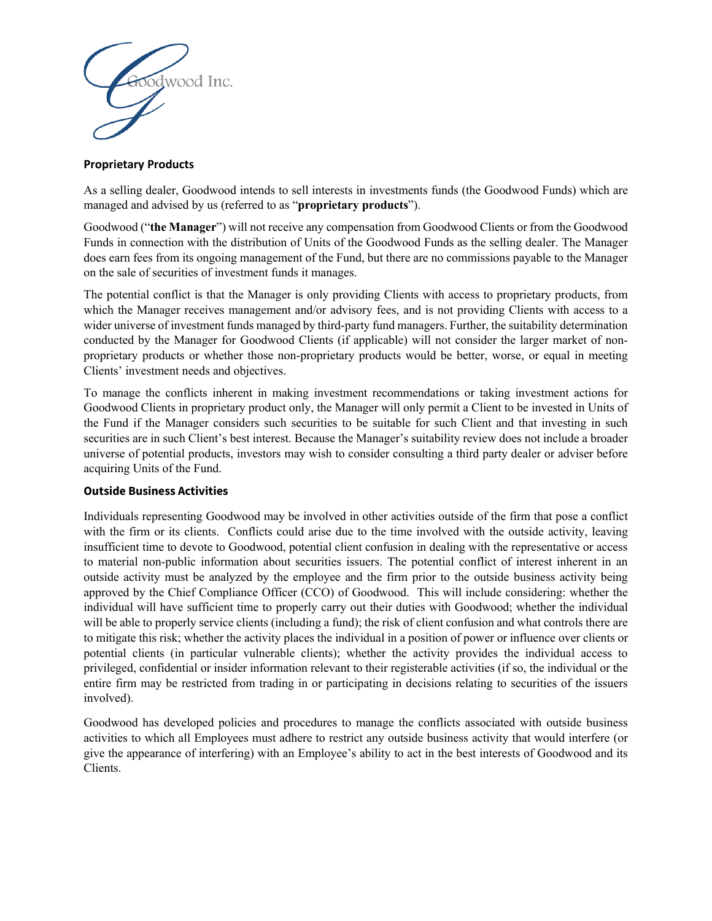## Proprietary Products

As a selling dealer, Goodwood intends to sell interests in investments funds (the Goodwood Funds) which are managed and advised by us (referred to as "**proprietary products**").

Goodwood ("**the Manager**") will not receive any compensation from Goodwood Clients or from the Goodwood Funds in connection with the distribution of Units of the Goodwood Funds as the selling dealer. The Manager does earn fees from its ongoing management of the Fund, but there are no commissions payable to the Manager on the sale of securities of investment funds it manages.

The potential conflict is that the Manager is only providing Clients with access to proprietary products, from which the Manager receives management and/or advisory fees, and is not providing Clients with access to a wider universe of investment funds managed by third-party fund managers. Further, the suitability determination conducted by the Manager for Goodwood Clients (if applicable) will not consider the larger market of non-proprietary products or whether those non-proprietary products would be better, worse, or equal in meeting Clients' investment needs and objectives.

To manage the conflicts inherent in making investment recommendations or taking investment actions for Goodwood Clients in proprietary product only, the Manager will only permit a Client to be invested in Units of the Fund if the Manager considers such securities to be suitable for such Client and that investing in such securities are in such Client's best interest. Because the Manager's suitability review does not include a broader universe of potential products, investors may wish to consider consulting a third party dealer or adviser before acquiring Units of the Fund.

## Outside Business Activities

Individuals representing Goodwood may be involved in other activities outside of the firm that pose a conflict with the firm or its clients. Conflicts could arise due to the time involved with the outside activity, leaving insufficient time to devote to Goodwood, potential client confusion in dealing with the representative or access to material non-public information about securities issuers. The potential conflict of interest inherent in an outside activity must be analyzed by the employee and the firm prior to the outside business activity being approved by the Chief Compliance Officer (CCO) of Goodwood. This will include considering: whether the individual will have sufficient time to properly carry out their duties with Goodwood; whether the individual will be able to properly service clients (including a fund); the risk of client confusion and what controls there are to mitigate this risk; whether the activity places the individual in a position of power or influence over clients or potential clients (in particular vulnerable clients); whether the activity provides the individual access to privileged, confidential or insider information relevant to their registerable activities (if so, the individual or the entire firm may be restricted from trading in or participating in decisions relating to securities of the issuers involved).

Goodwood has developed policies and procedures to manage the conflicts associated with outside business activities to which all Employees must adhere to restrict any outside business activity that would interfere (or give the appearance of interfering) with an Employee's ability to act in the best interests of Goodwood and its Clients.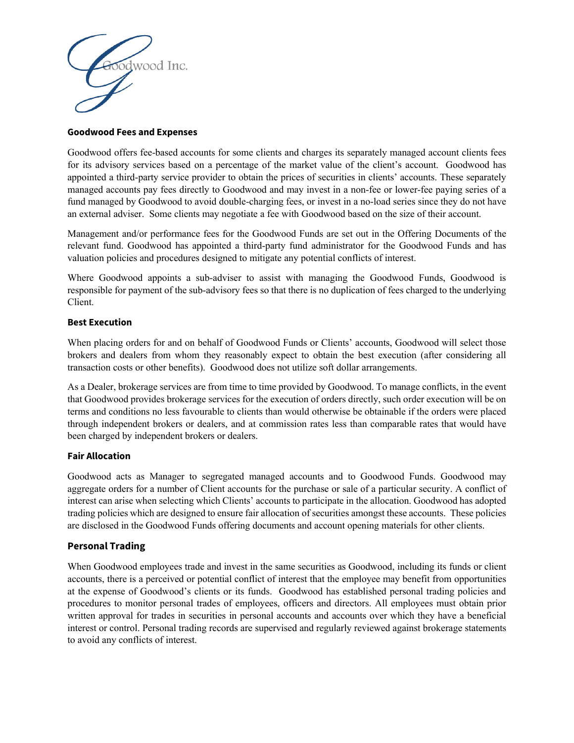## Goodwood Fees and Expenses

Goodwood offers fee-based accounts for some clients and charges its separately managed account clients fees for its advisory services based on a percentage of the market value of the client's account. Goodwood has appointed a third-party service provider to obtain the prices of securities in clients' accounts. These separately managed accounts pay fees directly to Goodwood and may invest in a non-fee or lower-fee paying series of a fund managed by Goodwood to avoid double-charging fees, or invest in a no-load series since they do not have an external adviser. Some clients may negotiate a fee with Goodwood based on the size of their account.

Management and/or performance fees for the Goodwood Funds are set out in the Offering Documents of the relevant fund. Goodwood has appointed a third-party fund administrator for the Goodwood Funds and has valuation policies and procedures designed to mitigate any potential conflicts of interest.

Where Goodwood appoints a sub-adviser to assist with managing the Goodwood Funds, Goodwood is responsible for payment of the sub-advisory fees so that there is no duplication of fees charged to the underlying Client.

## Best Execution

When placing orders for and on behalf of Goodwood Funds or Clients' accounts, Goodwood will select those brokers and dealers from whom they reasonably expect to obtain the best execution (after considering all transaction costs or other benefits). Goodwood does not utilize soft dollar arrangements.

As a Dealer, brokerage services are from time to time provided by Goodwood. To manage conflicts, in the event that Goodwood provides brokerage services for the execution of orders directly, such order execution will be on terms and conditions no less favourable to clients than would otherwise be obtainable if the orders were placed through independent brokers or dealers, and at commission rates less than comparable rates that would have been charged by independent brokers or dealers.

## Fair Allocation

Goodwood acts as Manager to segregated managed accounts and to Goodwood Funds. Goodwood may aggregate orders for a number of Client accounts for the purchase or sale of a particular security. A conflict of interest can arise when selecting which Clients' accounts to participate in the allocation. Goodwood has adopted trading policies which are designed to ensure fair allocation of securities amongst these accounts. These policies are disclosed in the Goodwood Funds offering documents and account opening materials for other clients.

## Personal Trading

When Goodwood employees trade and invest in the same securities as Goodwood, including its funds or client accounts, there is a perceived or potential conflict of interest that the employee may benefit from opportunities at the expense of Goodwood's clients or its funds. Goodwood has established personal trading policies and procedures to monitor personal trades of employees, officers and directors. All employees must obtain prior written approval for trades in securities in personal accounts and accounts over which they have a beneficial interest or control. Personal trading records are supervised and regularly reviewed against brokerage statements to avoid any conflicts of interest.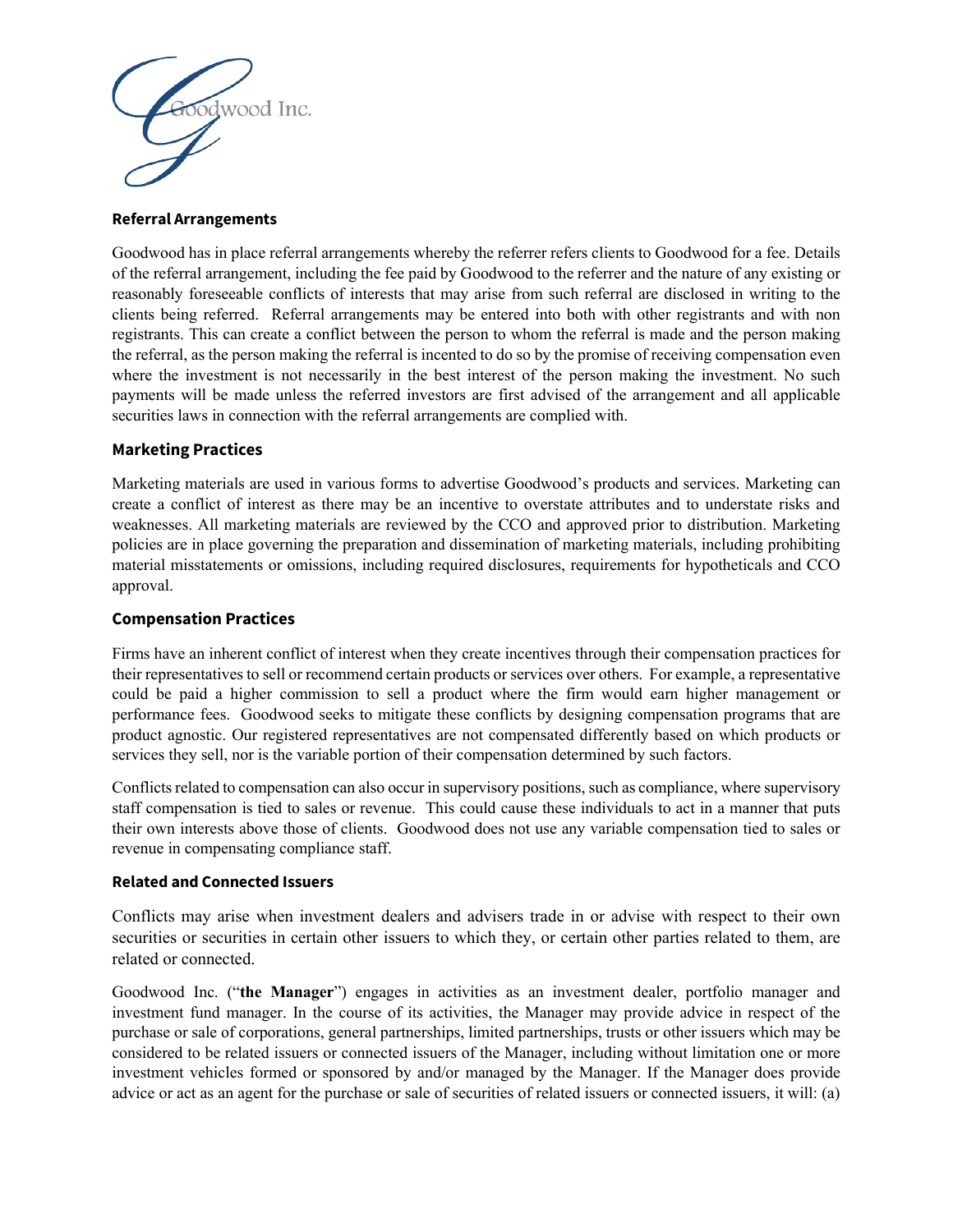## Referral Arrangements

Goodwood has in place referral arrangements whereby the referrer refers clients to Goodwood for a fee. Details of the referral arrangement, including the fee paid by Goodwood to the referrer and the nature of any existing or reasonably foreseeable conflicts of interests that may arise from such referral are disclosed in writing to the clients being referred. Referral arrangements may be entered into both with other registrants and with non registrants. This can create a conflict between the person to whom the referral is made and the person making the referral, as the person making the referral is incented to do so by the promise of receiving compensation even where the investment is not necessarily in the best interest of the person making the investment. No such payments will be made unless the referred investors are first advised of the arrangement and all applicable securities laws in connection with the referral arrangements are complied with.

## Marketing Practices

Marketing materials are used in various forms to advertise Goodwood's products and services. Marketing can create a conflict of interest as there may be an incentive to overstate attributes and to understate risks and weaknesses. All marketing materials are reviewed by the CCO and approved prior to distribution. Marketing policies are in place governing the preparation and dissemination of marketing materials, including prohibiting material misstatements or omissions, including required disclosures, requirements for hypotheticals and CCO approval.

## Compensation Practices

Firms have an inherent conflict of interest when they create incentives through their compensation practices for their representatives to sell or recommend certain products or services over others. For example, a representative could be paid a higher commission to sell a product where the firm would earn higher management or performance fees. Goodwood seeks to mitigate these conflicts by designing compensation programs that are product agnostic. Our registered representatives are not compensated differently based on which products or services they sell, nor is the variable portion of their compensation determined by such factors.

Conflicts related to compensation can also occur in supervisory positions, such as compliance, where supervisory staff compensation is tied to sales or revenue. This could cause these individuals to act in a manner that puts their own interests above those of clients. Goodwood does not use any variable compensation tied to sales or revenue in compensating compliance staff.

## Related and Connected Issuers

Conflicts may arise when investment dealers and advisers trade in or advise with respect to their own securities or securities in certain other issuers to which they, or certain other parties related to them, are related or connected.

Goodwood Inc. ("**the Manager**") engages in activities as an investment dealer, portfolio manager and investment fund manager. In the course of its activities, the Manager may provide advice in respect of the purchase or sale of corporations, general partnerships, limited partnerships, trusts or other issuers which may be considered to be related issuers or connected issuers of the Manager, including without limitation one or more investment vehicles formed or sponsored by and/or managed by the Manager. If the Manager does provide advice or act as an agent for the purchase or sale of securities of related issuers or connected issuers, it will: (a)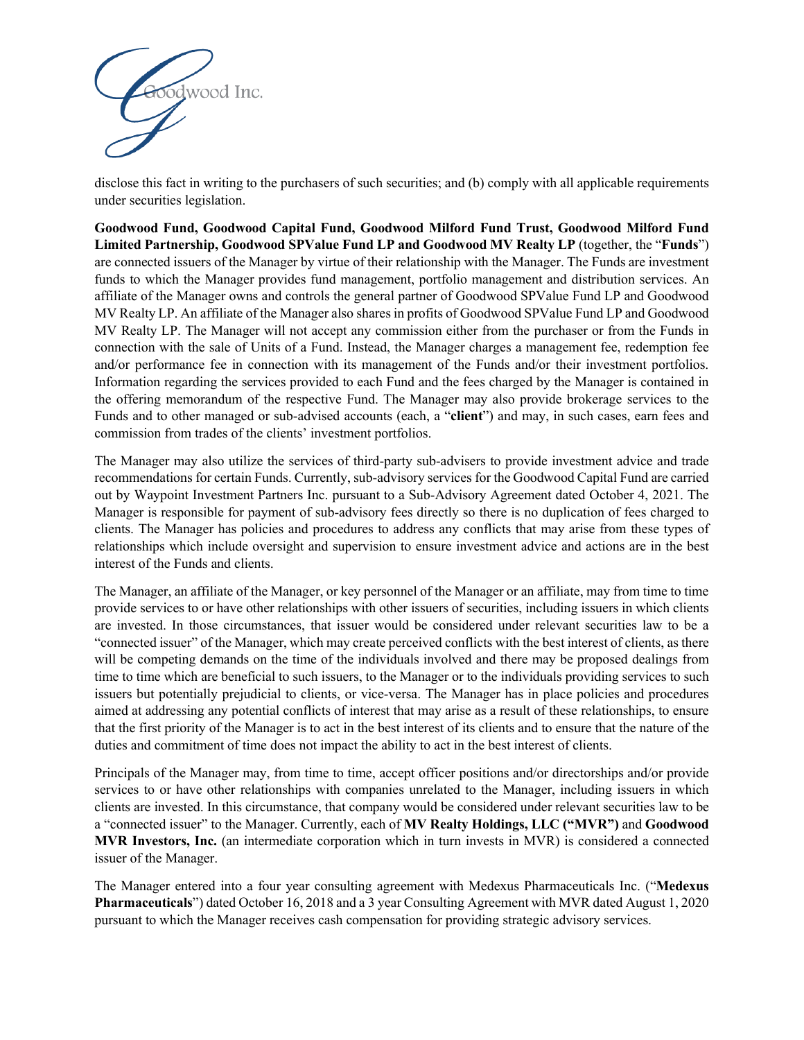disclose this fact in writing to the purchasers of such securities; and (b) comply with all applicable requirements under securities legislation.

**Goodwood Fund, Goodwood Capital Fund, Goodwood Milford Fund Trust, Goodwood Milford Fund Limited Partnership, Goodwood SPValue Fund LP and Goodwood MV Realty LP** (together, the "**Funds**") are connected issuers of the Manager by virtue of their relationship with the Manager. The Funds are investment funds to which the Manager provides fund management, portfolio management and distribution services. An affiliate of the Manager owns and controls the general partner of Goodwood SPValue Fund LP and Goodwood MV Realty LP. An affiliate of the Manager also shares in profits of Goodwood SPValue Fund LP and Goodwood MV Realty LP. The Manager will not accept any commission either from the purchaser or from the Funds in connection with the sale of Units of a Fund. Instead, the Manager charges a management fee, redemption fee and/or performance fee in connection with its management of the Funds and/or their investment portfolios. Information regarding the services provided to each Fund and the fees charged by the Manager is contained in the offering memorandum of the respective Fund. The Manager may also provide brokerage services to the Funds and to other managed or sub-advised accounts (each, a "**client**") and may, in such cases, earn fees and commission from trades of the clients' investment portfolios.

The Manager may also utilize the services of third-party sub-advisers to provide investment advice and trade recommendations for certain Funds. Currently, sub-advisory services for the Goodwood Capital Fund are carried out by Waypoint Investment Partners Inc. pursuant to a Sub-Advisory Agreement dated October 4, 2021. The Manager is responsible for payment of sub-advisory fees directly so there is no duplication of fees charged to clients. The Manager has policies and procedures to address any conflicts that may arise from these types of relationships which include oversight and supervision to ensure investment advice and actions are in the best interest of the Funds and clients.

The Manager, an affiliate of the Manager, or key personnel of the Manager or an affiliate, may from time to time provide services to or have other relationships with other issuers of securities, including issuers in which clients are invested. In those circumstances, that issuer would be considered under relevant securities law to be a "connected issuer" of the Manager, which may create perceived conflicts with the best interest of clients, as there will be competing demands on the time of the individuals involved and there may be proposed dealings from time to time which are beneficial to such issuers, to the Manager or to the individuals providing services to such issuers but potentially prejudicial to clients, or vice-versa. The Manager has in place policies and procedures aimed at addressing any potential conflicts of interest that may arise as a result of these relationships, to ensure that the first priority of the Manager is to act in the best interest of its clients and to ensure that the nature of the duties and commitment of time does not impact the ability to act in the best interest of clients.

Principals of the Manager may, from time to time, accept officer positions and/or directorships and/or provide services to or have other relationships with companies unrelated to the Manager, including issuers in which clients are invested. In this circumstance, that company would be considered under relevant securities law to be a "connected issuer" to the Manager. Currently, each of **MV Realty Holdings, LLC ("MVR")** and **Goodwood MVR Investors, Inc.** (an intermediate corporation which in turn invests in MVR) is considered a connected issuer of the Manager.

The Manager entered into a four year consulting agreement with Medexus Pharmaceuticals Inc. ("**Medexus Pharmaceuticals**") dated October 16, 2018 and a 3 year Consulting Agreement with MVR dated August 1, 2020 pursuant to which the Manager receives cash compensation for providing strategic advisory services.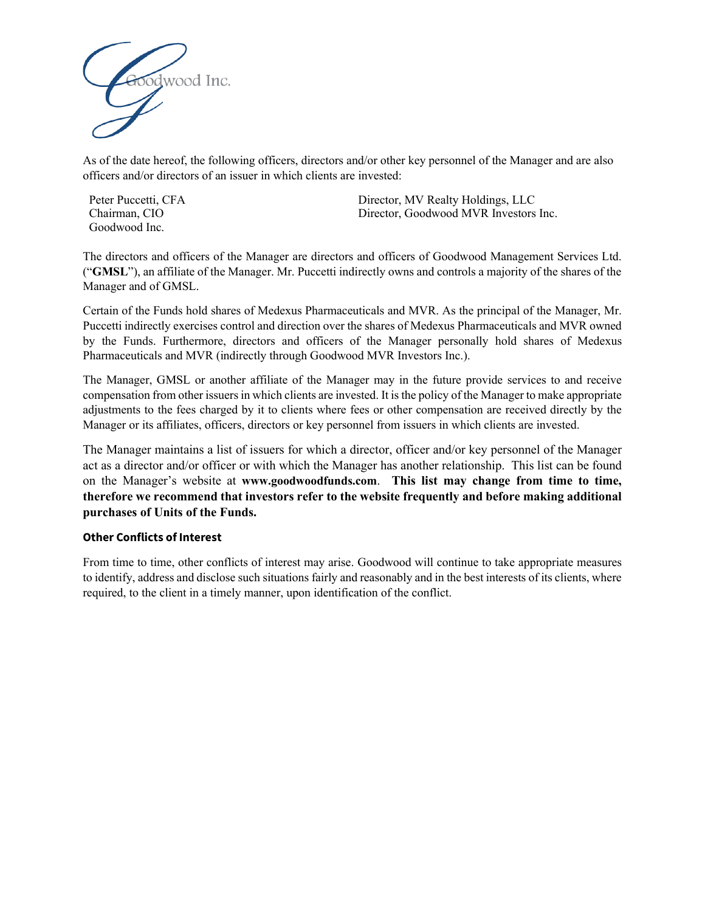As of the date hereof, the following officers, directors and/or other key personnel of the Manager and are also officers and/or directors of an issuer in which clients are invested:

| | |
|---|---|
| Peter Puccetti, CFA<br>Chairman, CIO<br>Goodwood Inc. | Director, MV Realty Holdings, LLC<br>Director, Goodwood MVR Investors Inc. |

The directors and officers of the Manager are directors and officers of Goodwood Management Services Ltd. ("**GMSL**"), an affiliate of the Manager. Mr. Puccetti indirectly owns and controls a majority of the shares of the Manager and of GMSL.

Certain of the Funds hold shares of Medexus Pharmaceuticals and MVR. As the principal of the Manager, Mr. Puccetti indirectly exercises control and direction over the shares of Medexus Pharmaceuticals and MVR owned by the Funds. Furthermore, directors and officers of the Manager personally hold shares of Medexus Pharmaceuticals and MVR (indirectly through Goodwood MVR Investors Inc.).

The Manager, GMSL or another affiliate of the Manager may in the future provide services to and receive compensation from other issuers in which clients are invested. It is the policy of the Manager to make appropriate adjustments to the fees charged by it to clients where fees or other compensation are received directly by the Manager or its affiliates, officers, directors or key personnel from issuers in which clients are invested.

The Manager maintains a list of issuers for which a director, officer and/or key personnel of the Manager act as a director and/or officer or with which the Manager has another relationship. This list can be found on the Manager's website at **www.goodwoodfunds.com**. **This list may change from time to time, therefore we recommend that investors refer to the website frequently and before making additional purchases of Units of the Funds.**

#### Other Conflicts of Interest

From time to time, other conflicts of interest may arise. Goodwood will continue to take appropriate measures to identify, address and disclose such situations fairly and reasonably and in the best interests of its clients, where required, to the client in a timely manner, upon identification of the conflict.